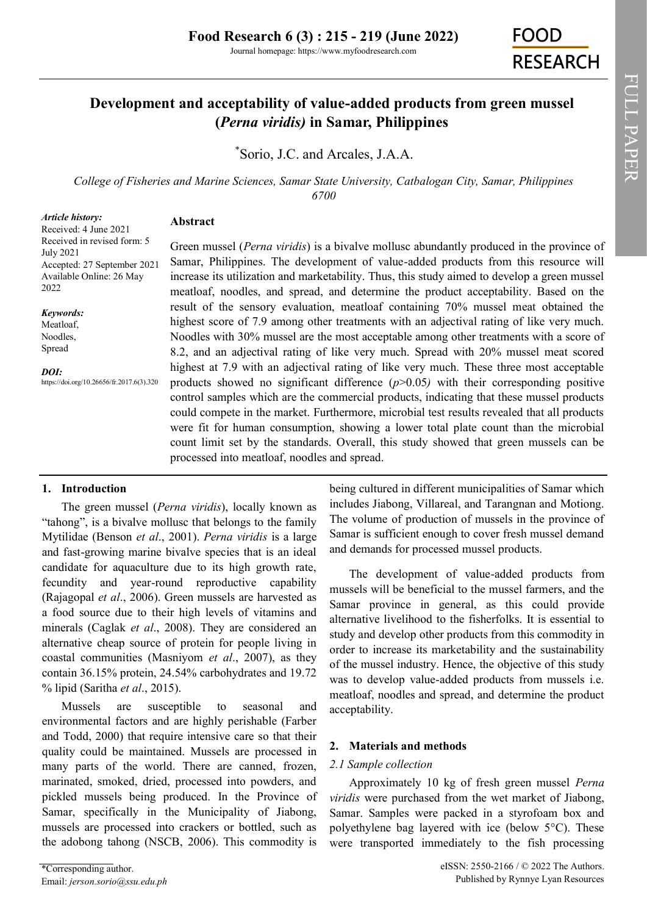# Development and acceptability of value-added products from green mussel (*Perna viridis)* in Samar, Philippines

*Sorio, J.C. and Arcales, J.A.A.

*College of Fisheries and Marine Sciences, Samar State University, Catbalogan City, Samar, Philippines 6700*

*Article history:*
Received: 4 June 2021
Received in revised form: 5 July 2021
Accepted: 27 September 2021
Available Online: 26 May 2022

*Keywords:*
Meatloaf,
Noodles,
Spread

*DOI:*
https://doi.org/10.26656/fr.2017.6(3).320

## Abstract

Green mussel (*Perna viridis*) is a bivalve mollusc abundantly produced in the province of Samar, Philippines. The development of value-added products from this resource will increase its utilization and marketability. Thus, this study aimed to develop a green mussel meatloaf, noodles, and spread, and determine the product acceptability. Based on the result of the sensory evaluation, meatloaf containing 70% mussel meat obtained the highest score of 7.9 among other treatments with an adjectival rating of like very much. Noodles with 30% mussel are the most acceptable among other treatments with a score of 8.2, and an adjectival rating of like very much. Spread with 20% mussel meat scored highest at 7.9 with an adjectival rating of like very much. These three most acceptable products showed no significant difference ($p>0.05$) with their corresponding positive control samples which are the commercial products, indicating that these mussel products could compete in the market. Furthermore, microbial test results revealed that all products were fit for human consumption, showing a lower total plate count than the microbial count limit set by the standards. Overall, this study showed that green mussels can be processed into meatloaf, noodles and spread.

## 1. Introduction

The green mussel (*Perna viridis*), locally known as "tahong", is a bivalve mollusc that belongs to the family Mytilidae (Benson *et al*., 2001). *Perna viridis* is a large and fast-growing marine bivalve species that is an ideal candidate for aquaculture due to its high growth rate, fecundity and year-round reproductive capability (Rajagopal *et al*., 2006). Green mussels are harvested as a food source due to their high levels of vitamins and minerals (Caglak *et al*., 2008). They are considered an alternative cheap source of protein for people living in coastal communities (Masniyom *et al*., 2007), as they contain 36.15% protein, 24.54% carbohydrates and 19.72 % lipid (Saritha *et al*., 2015).

Mussels are susceptible to seasonal and environmental factors and are highly perishable (Farber and Todd, 2000) that require intensive care so that their quality could be maintained. Mussels are processed in many parts of the world. There are canned, frozen, marinated, smoked, dried, processed into powders, and pickled mussels being produced. In the Province of Samar, specifically in the Municipality of Jiabong, mussels are processed into crackers or bottled, such as the adobong tahong (NSCB, 2006). This commodity is being cultured in different municipalities of Samar which includes Jiabong, Villareal, and Tarangnan and Motiong. The volume of production of mussels in the province of Samar is sufficient enough to cover fresh mussel demand and demands for processed mussel products.

The development of value-added products from mussels will be beneficial to the mussel farmers, and the Samar province in general, as this could provide alternative livelihood to the fisherfolks. It is essential to study and develop other products from this commodity in order to increase its marketability and the sustainability of the mussel industry. Hence, the objective of this study was to develop value-added products from mussels i.e. meatloaf, noodles and spread, and determine the product acceptability.

## 2. Materials and methods

### 2.1 Sample collection

Approximately 10 kg of fresh green mussel *Perna viridis* were purchased from the wet market of Jiabong, Samar. Samples were packed in a styrofoam box and polyethylene bag layered with ice (below 5°C). These were transported immediately to the fish processing

*Corresponding author.
Email: *jerson.sorio@ssu.edu.ph*

eISSN: 2550-2166 / © 2022 The Authors.
Published by Rynnye Lyan Resources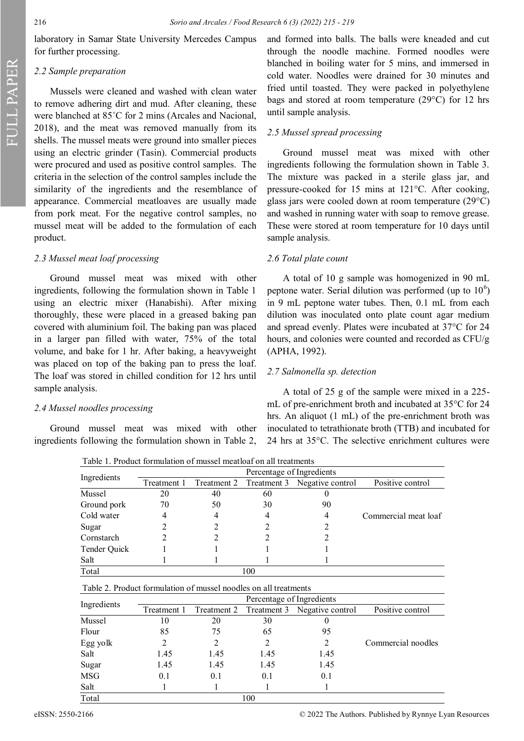laboratory in Samar State University Mercedes Campus for further processing.

### 2.2 Sample preparation

Mussels were cleaned and washed with clean water to remove adhering dirt and mud. After cleaning, these were blanched at 85˚C for 2 mins (Arcales and Nacional, 2018), and the meat was removed manually from its shells. The mussel meats were ground into smaller pieces using an electric grinder (Tasin). Commercial products were procured and used as positive control samples. The criteria in the selection of the control samples include the similarity of the ingredients and the resemblance of appearance. Commercial meatloaves are usually made from pork meat. For the negative control samples, no mussel meat will be added to the formulation of each product.

### 2.3 Mussel meat loaf processing

Ground mussel meat was mixed with other ingredients, following the formulation shown in Table 1 using an electric mixer (Hanabishi). After mixing thoroughly, these were placed in a greased baking pan covered with aluminium foil. The baking pan was placed in a larger pan filled with water, 75% of the total volume, and bake for 1 hr. After baking, a heavyweight was placed on top of the baking pan to press the loaf. The loaf was stored in chilled condition for 12 hrs until sample analysis.

### 2.4 Mussel noodles processing

Ground mussel meat was mixed with other ingredients following the formulation shown in Table 2, and formed into balls. The balls were kneaded and cut through the noodle machine. Formed noodles were blanched in boiling water for 5 mins, and immersed in cold water. Noodles were drained for 30 minutes and fried until toasted. They were packed in polyethylene bags and stored at room temperature (29°C) for 12 hrs until sample analysis.

### 2.5 Mussel spread processing

Ground mussel meat was mixed with other ingredients following the formulation shown in Table 3. The mixture was packed in a sterile glass jar, and pressure-cooked for 15 mins at 121°C. After cooking, glass jars were cooled down at room temperature (29°C) and washed in running water with soap to remove grease. These were stored at room temperature for 10 days until sample analysis.

### 2.6 Total plate count

A total of 10 g sample was homogenized in 90 mL peptone water. Serial dilution was performed (up to $10^6$) in 9 mL peptone water tubes. Then, 0.1 mL from each dilution was inoculated onto plate count agar medium and spread evenly. Plates were incubated at 37°C for 24 hours, and colonies were counted and recorded as CFU/g (APHA, 1992).

### 2.7 Salmonella sp. detection

A total of 25 g of the sample were mixed in a 225-mL of pre-enrichment broth and incubated at 35°C for 24 hrs. An aliquot (1 mL) of the pre-enrichment broth was inoculated to tetrathionate broth (TTB) and incubated for 24 hrs at 35°C. The selective enrichment cultures were

Table 1. Product formulation of mussel meatloaf on all treatments

| Ingredients | Percentage of Ingredients | | | | |
|---|---|---|---|---|---|
| | Treatment 1 | Treatment 2 | Treatment 3 | Negative control | Positive control |
| Mussel | 20 | 40 | 60 | 0 | Commercial meat loaf |
| Ground pork | 70 | 50 | 30 | 90 | |
| Cold water | 4 | 4 | 4 | 4 | |
| Sugar | 2 | 2 | 2 | 2 | |
| Cornstarch | 2 | 2 | 2 | 2 | |
| Tender Quick | 1 | 1 | 1 | 1 | |
| Salt | 1 | 1 | 1 | 1 | |
| Total | 100 | | | | |

Table 2. Product formulation of mussel noodles on all treatments

| Ingredients | Percentage of Ingredients | | | | |
|---|---|---|---|---|---|
| | Treatment 1 | Treatment 2 | Treatment 3 | Negative control | Positive control |
| Mussel | 10 | 20 | 30 | 0 | Commercial noodles |
| Flour | 85 | 75 | 65 | 95 | |
| Egg yolk | 2 | 2 | 2 | 2 | |
| Salt | 1.45 | 1.45 | 1.45 | 1.45 | |
| Sugar | 1.45 | 1.45 | 1.45 | 1.45 | |
| MSG | 0.1 | 0.1 | 0.1 | 0.1 | |
| Salt | 1 | 1 | 1 | 1 | |
| Total | 100 | | | | |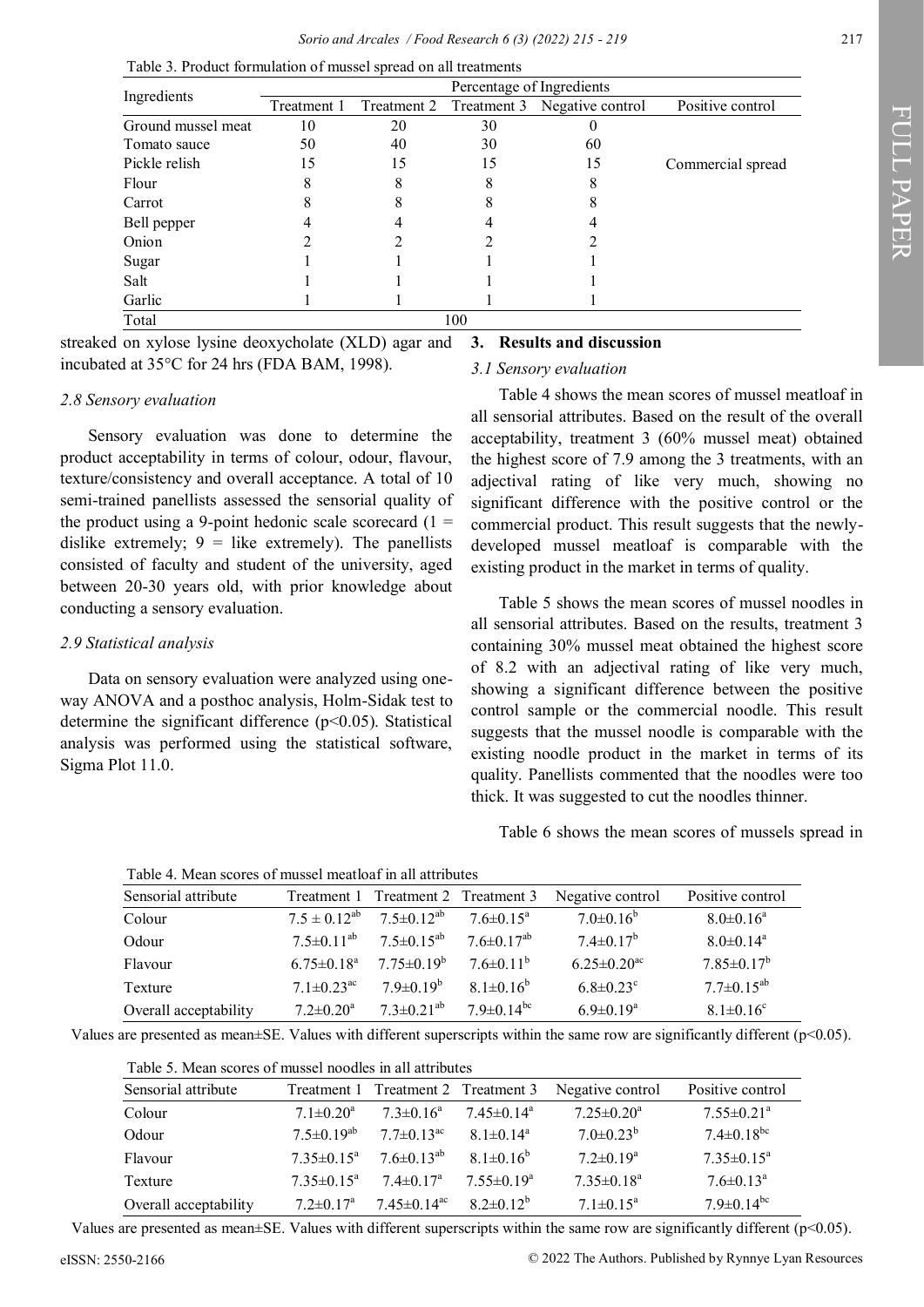Table 3. Product formulation of mussel spread on all treatments

| Ingredients | Percentage of Ingredients | | | | |
|---|---|---|---|---|---|
| | Treatment 1 | Treatment 2 | Treatment 3 | Negative control | Positive control |
| Ground mussel meat | 10 | 20 | 30 | 0 | Commercial spread |
| Tomato sauce | 50 | 40 | 30 | 60 | |
| Pickle relish | 15 | 15 | 15 | 15 | |
| Flour | 8 | 8 | 8 | 8 | |
| Carrot | 8 | 8 | 8 | 8 | |
| Bell pepper | 4 | 4 | 4 | 4 | |
| Onion | 2 | 2 | 2 | 2 | |
| Sugar | 1 | 1 | 1 | 1 | |
| Salt | 1 | 1 | 1 | 1 | |
| Garlic | 1 | 1 | 1 | 1 | |
| Total | 100 | | | | |

streaked on xylose lysine deoxycholate (XLD) agar and incubated at 35°C for 24 hrs (FDA BAM, 1998).

### 2.8 Sensory evaluation

Sensory evaluation was done to determine the product acceptability in terms of colour, odour, flavour, texture/consistency and overall acceptance. A total of 10 semi-trained panellists assessed the sensorial quality of the product using a 9-point hedonic scale scorecard (1 = dislike extremely; 9 = like extremely). The panellists consisted of faculty and student of the university, aged between 20-30 years old, with prior knowledge about conducting a sensory evaluation.

### 2.9 Statistical analysis

Data on sensory evaluation were analyzed using one-way ANOVA and a posthoc analysis, Holm-Sidak test to determine the significant difference ($p<0.05$). Statistical analysis was performed using the statistical software, Sigma Plot 11.0.

## 3. Results and discussion

### 3.1 Sensory evaluation

Table 4 shows the mean scores of mussel meatloaf in all sensorial attributes. Based on the result of the overall acceptability, treatment 3 (60% mussel meat) obtained the highest score of 7.9 among the 3 treatments, with an adjectival rating of like very much, showing no significant difference with the positive control or the commercial product. This result suggests that the newly-developed mussel meatloaf is comparable with the existing product in the market in terms of quality.

Table 5 shows the mean scores of mussel noodles in all sensorial attributes. Based on the results, treatment 3 containing 30% mussel meat obtained the highest score of 8.2 with an adjectival rating of like very much, showing a significant difference between the positive control sample or the commercial noodle. This result suggests that the mussel noodle is comparable with the existing noodle product in the market in terms of its quality. Panellists commented that the noodles were too thick. It was suggested to cut the noodles thinner.

Table 6 shows the mean scores of mussels spread in

Table 4. Mean scores of mussel meatloaf in all attributes

| Sensorial attribute | Treatment 1 | Treatment 2 | Treatment 3 | Negative control | Positive control |
|---|---|---|---|---|---|
| Colour | $7.5 \pm 0.12^{ab}$ | $7.5{\pm}0.12^{ab}$ | $7.6{\pm}0.15^{a}$ | $7.0{\pm}0.16^{b}$ | $8.0{\pm}0.16^{a}$ |
| Odour | $7.5{\pm}0.11^{ab}$ | $7.5{\pm}0.15^{ab}$ | $7.6{\pm}0.17^{ab}$ | $7.4{\pm}0.17^{b}$ | $8.0{\pm}0.14^{a}$ |
| Flavour | $6.75{\pm}0.18^{a}$ | $7.75{\pm}0.19^{b}$ | $7.6{\pm}0.11^{b}$ | $6.25{\pm}0.20^{ac}$ | $7.85{\pm}0.17^{b}$ |
| Texture | $7.1{\pm}0.23^{ac}$ | $7.9{\pm}0.19^{b}$ | $8.1{\pm}0.16^{b}$ | $6.8{\pm}0.23^{c}$ | $7.7{\pm}0.15^{ab}$ |
| Overall acceptability | $7.2{\pm}0.20^{a}$ | $7.3{\pm}0.21^{ab}$ | $7.9{\pm}0.14^{bc}$ | $6.9{\pm}0.19^{a}$ | $8.1{\pm}0.16^{c}$ |

Values are presented as mean±SE. Values with different superscripts within the same row are significantly different ($p<0.05$).

Table 5. Mean scores of mussel noodles in all attributes

| Sensorial attribute | Treatment 1 | Treatment 2 | Treatment 3 | Negative control | Positive control |
|---|---|---|---|---|---|
| Colour | $7.1{\pm}0.20^{a}$ | $7.3{\pm}0.16^{a}$ | $7.45{\pm}0.14^{a}$ | $7.25{\pm}0.20^{a}$ | $7.55{\pm}0.21^{a}$ |
| Odour | $7.5{\pm}0.19^{ab}$ | $7.7{\pm}0.13^{ac}$ | $8.1{\pm}0.14^{a}$ | $7.0{\pm}0.23^{b}$ | $7.4{\pm}0.18^{bc}$ |
| Flavour | $7.35{\pm}0.15^{a}$ | $7.6{\pm}0.13^{ab}$ | $8.1{\pm}0.16^{b}$ | $7.2{\pm}0.19^{a}$ | $7.35{\pm}0.15^{a}$ |
| Texture | $7.35{\pm}0.15^{a}$ | $7.4{\pm}0.17^{a}$ | $7.55{\pm}0.19^{a}$ | $7.35{\pm}0.18^{a}$ | $7.6{\pm}0.13^{a}$ |
| Overall acceptability | $7.2{\pm}0.17^{a}$ | $7.45{\pm}0.14^{ac}$ | $8.2{\pm}0.12^{b}$ | $7.1{\pm}0.15^{a}$ | $7.9{\pm}0.14^{bc}$ |

Values are presented as mean±SE. Values with different superscripts within the same row are significantly different ($p<0.05$).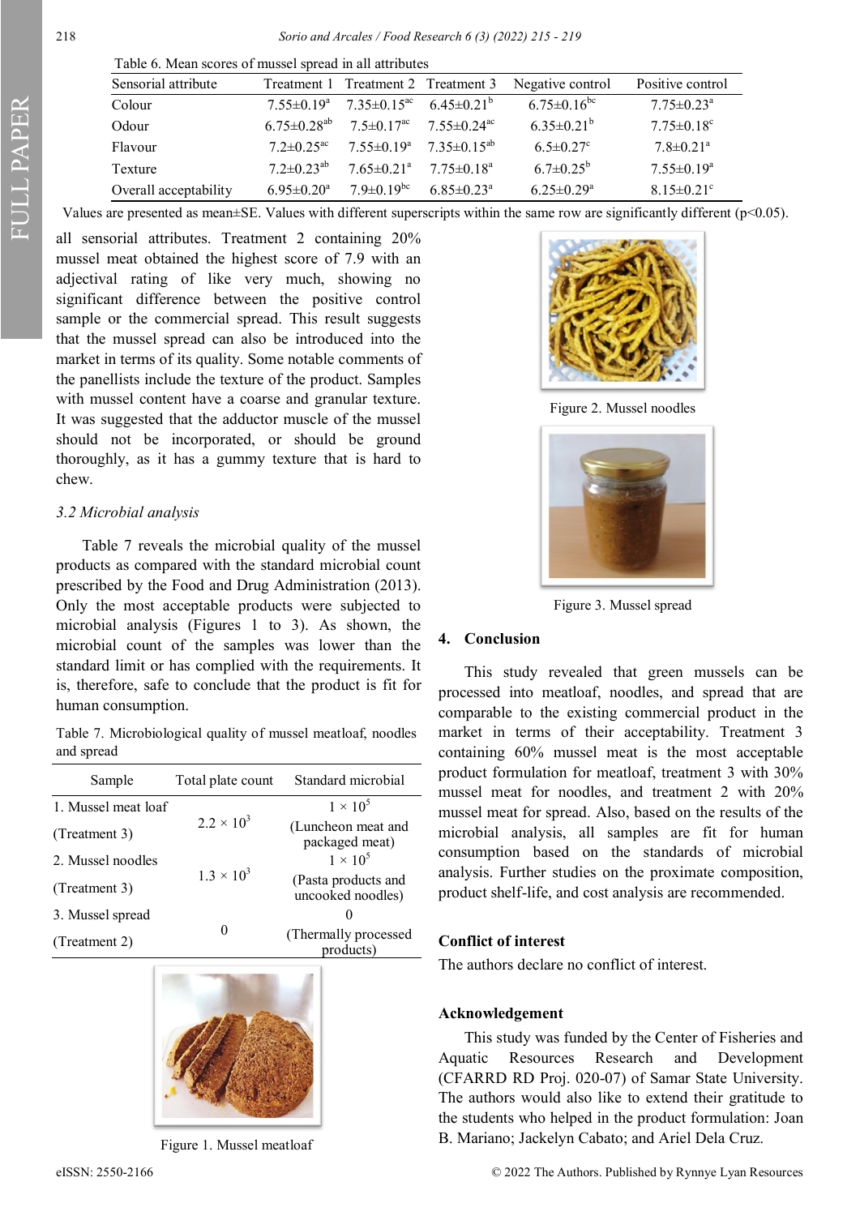Table 6. Mean scores of mussel spread in all attributes

| Sensorial attribute | Treatment 1 | Treatment 2 | Treatment 3 | Negative control | Positive control |
|---|---|---|---|---|---|
| Colour | 7.55±0.19$^{a}$ | 7.35±0.15$^{ac}$ | 6.45±0.21$^{b}$ | 6.75±0.16$^{bc}$ | 7.75±0.23$^{a}$ |
| Odour | 6.75±0.28$^{ab}$ | 7.5±0.17$^{ac}$ | 7.55±0.24$^{ac}$ | 6.35±0.21$^{b}$ | 7.75±0.18$^{c}$ |
| Flavour | 7.2±0.25$^{ac}$ | 7.55±0.19$^{a}$ | 7.35±0.15$^{ab}$ | 6.5±0.27$^{c}$ | 7.8±0.21$^{a}$ |
| Texture | 7.2±0.23$^{ab}$ | 7.65±0.21$^{a}$ | 7.75±0.18$^{a}$ | 6.7±0.25$^{b}$ | 7.55±0.19$^{a}$ |
| Overall acceptability | 6.95±0.20$^{a}$ | 7.9±0.19$^{bc}$ | 6.85±0.23$^{a}$ | 6.25±0.29$^{a}$ | 8.15±0.21$^{c}$ |

Values are presented as mean±SE. Values with different superscripts within the same row are significantly different ($p<0.05$).

all sensorial attributes. Treatment 2 containing 20% mussel meat obtained the highest score of 7.9 with an adjectival rating of like very much, showing no significant difference between the positive control sample or the commercial spread. This result suggests that the mussel spread can also be introduced into the market in terms of its quality. Some notable comments of the panellists include the texture of the product. Samples with mussel content have a coarse and granular texture. It was suggested that the adductor muscle of the mussel should not be incorporated, or should be ground thoroughly, as it has a gummy texture that is hard to chew.

### 3.2 Microbial analysis

Table 7 reveals the microbial quality of the mussel products as compared with the standard microbial count prescribed by the Food and Drug Administration (2013). Only the most acceptable products were subjected to microbial analysis (Figures 1 to 3). As shown, the microbial count of the samples was lower than the standard limit or has complied with the requirements. It is, therefore, safe to conclude that the product is fit for human consumption.

Table 7. Microbiological quality of mussel meatloaf, noodles and spread

| Sample | Total plate count | Standard microbial |
|---|---|---|
| 1. Mussel meat loaf (Treatment 3) | $2.2 \times 10^3$ | $1 \times 10^5$ (Luncheon meat and packaged meat) |
| 2. Mussel noodles (Treatment 3) | $1.3 \times 10^3$ | $1 \times 10^5$ (Pasta products and uncooked noodles) |
| 3. Mussel spread (Treatment 2) | 0 | 0 (Thermally processed products) |

Figure 1. Mussel meatloaf

Figure 2. Mussel noodles

Figure 3. Mussel spread

## 4. Conclusion

This study revealed that green mussels can be processed into meatloaf, noodles, and spread that are comparable to the existing commercial product in the market in terms of their acceptability. Treatment 3 containing 60% mussel meat is the most acceptable product formulation for meatloaf, treatment 3 with 30% mussel meat for noodles, and treatment 2 with 20% mussel meat for spread. Also, based on the results of the microbial analysis, all samples are fit for human consumption based on the standards of microbial analysis. Further studies on the proximate composition, product shelf-life, and cost analysis are recommended.

## Conflict of interest

The authors declare no conflict of interest.

## Acknowledgement

This study was funded by the Center of Fisheries and Aquatic Resources Research and Development (CFARRD RD Proj. 020-07) of Samar State University. The authors would also like to extend their gratitude to the students who helped in the product formulation: Joan B. Mariano; Jackelyn Cabato; and Ariel Dela Cruz.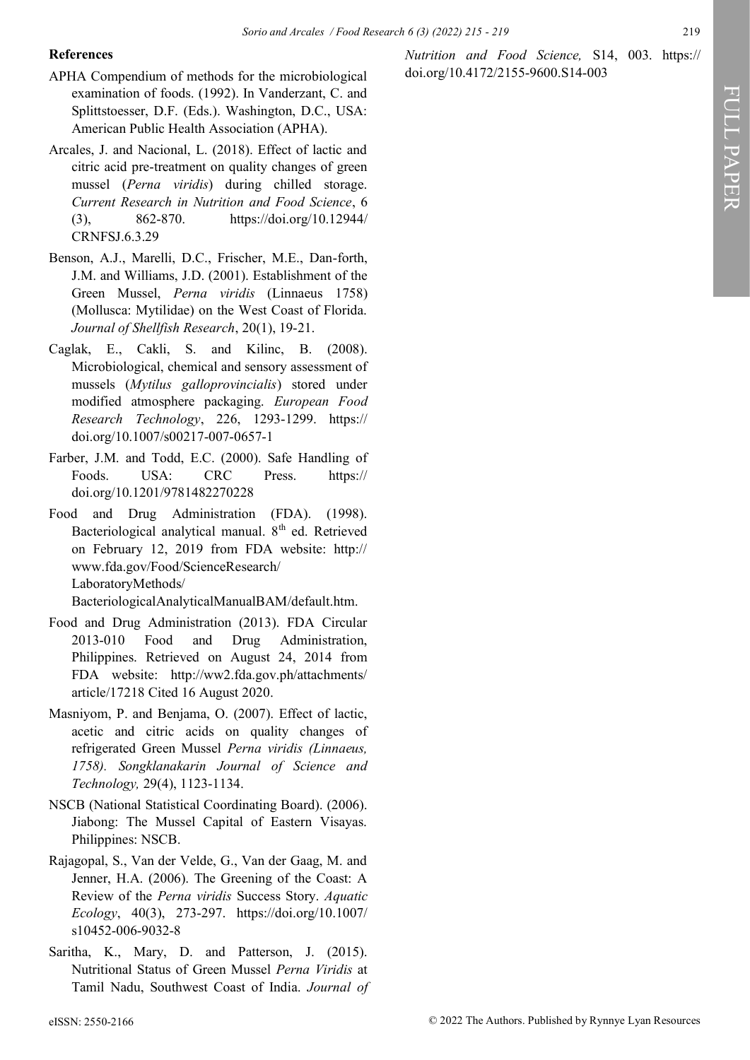## References

APHA Compendium of methods for the microbiological examination of foods. (1992). In Vanderzant, C. and Splittstoesser, D.F. (Eds.). Washington, D.C., USA: American Public Health Association (APHA).

Arcales, J. and Nacional, L. (2018). Effect of lactic and citric acid pre-treatment on quality changes of green mussel (*Perna viridis*) during chilled storage. *Current Research in Nutrition and Food Science*, 6 (3), 862-870. https://doi.org/10.12944/CRNFSJ.6.3.29

Benson, A.J., Marelli, D.C., Frischer, M.E., Dan-forth, J.M. and Williams, J.D. (2001). Establishment of the Green Mussel, *Perna viridis* (Linnaeus 1758) (Mollusca: Mytilidae) on the West Coast of Florida. *Journal of Shellfish Research*, 20(1), 19-21.

Caglak, E., Cakli, S. and Kilinc, B. (2008). Microbiological, chemical and sensory assessment of mussels (*Mytilus galloprovincialis*) stored under modified atmosphere packaging. *European Food Research Technology*, 226, 1293-1299. https://doi.org/10.1007/s00217-007-0657-1

Farber, J.M. and Todd, E.C. (2000). Safe Handling of Foods. USA: CRC Press. https://doi.org/10.1201/9781482270228

Food and Drug Administration (FDA). (1998). Bacteriological analytical manual. 8th ed. Retrieved on February 12, 2019 from FDA website: http://www.fda.gov/Food/ScienceResearch/LaboratoryMethods/BacteriologicalAnalyticalManualBAM/default.htm.

Food and Drug Administration (2013). FDA Circular 2013-010 Food and Drug Administration, Philippines. Retrieved on August 24, 2014 from FDA website: http://ww2.fda.gov.ph/attachments/article/17218 Cited 16 August 2020.

Masniyom, P. and Benjama, O. (2007). Effect of lactic, acetic and citric acids on quality changes of refrigerated Green Mussel *Perna viridis (Linnaeus, 1758). Songklanakarin Journal of Science and Technology,* 29(4), 1123-1134.

NSCB (National Statistical Coordinating Board). (2006). Jiabong: The Mussel Capital of Eastern Visayas. Philippines: NSCB.

Rajagopal, S., Van der Velde, G., Van der Gaag, M. and Jenner, H.A. (2006). The Greening of the Coast: A Review of the *Perna viridis* Success Story. *Aquatic Ecology*, 40(3), 273-297. https://doi.org/10.1007/s10452-006-9032-8

Saritha, K., Mary, D. and Patterson, J. (2015). Nutritional Status of Green Mussel *Perna Viridis* at Tamil Nadu, Southwest Coast of India. *Journal of Nutrition and Food Science,* S14, 003. https://doi.org/10.4172/2155-9600.S14-003